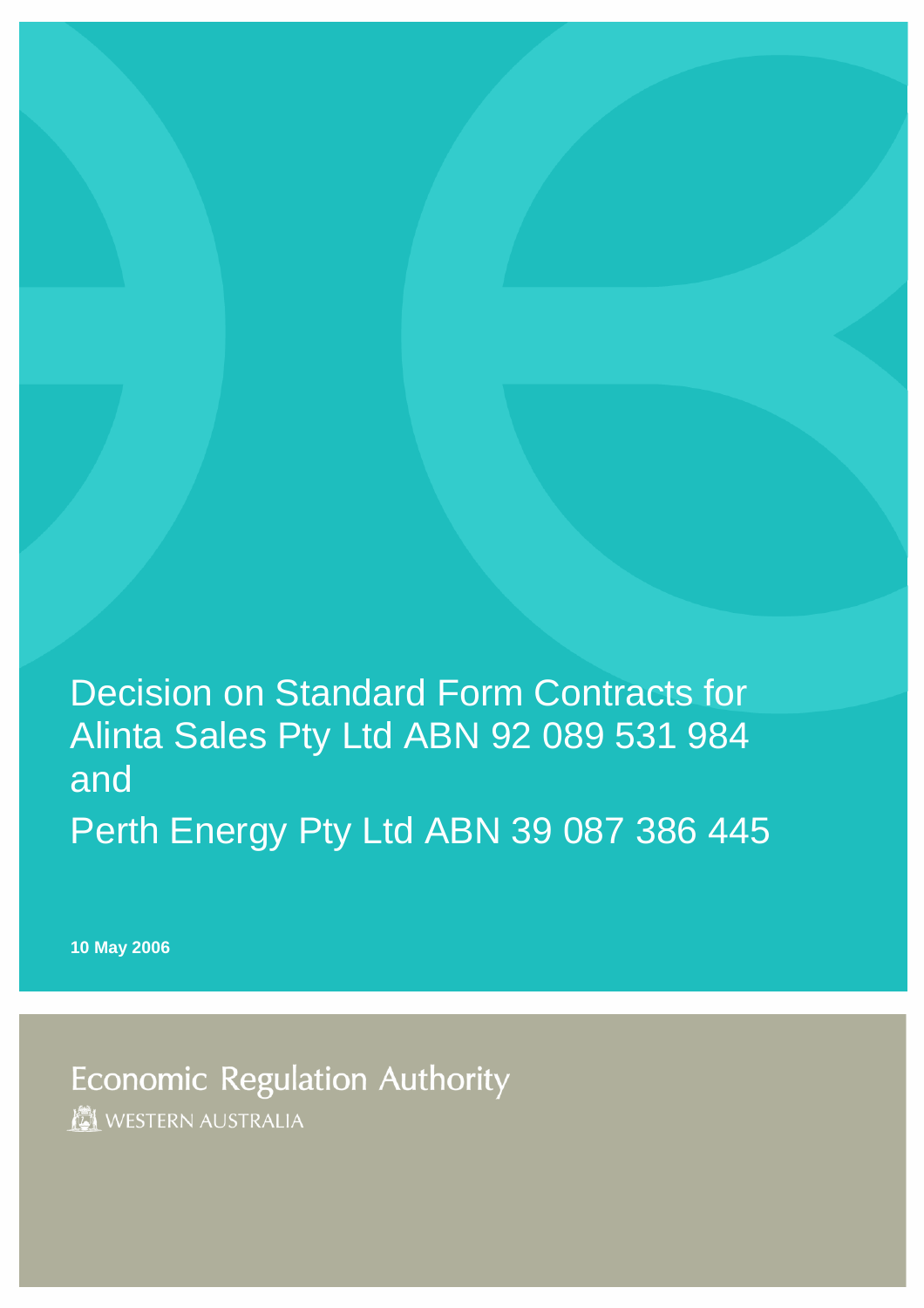# Decision on Standard Form Contracts for Alinta Sales Pty Ltd ABN 92 089 531 984 and Perth Energy Pty Ltd ABN 39 087 386 445

**10 May 2006**

Economic Regulation Authority

WESTERN AUSTRALIA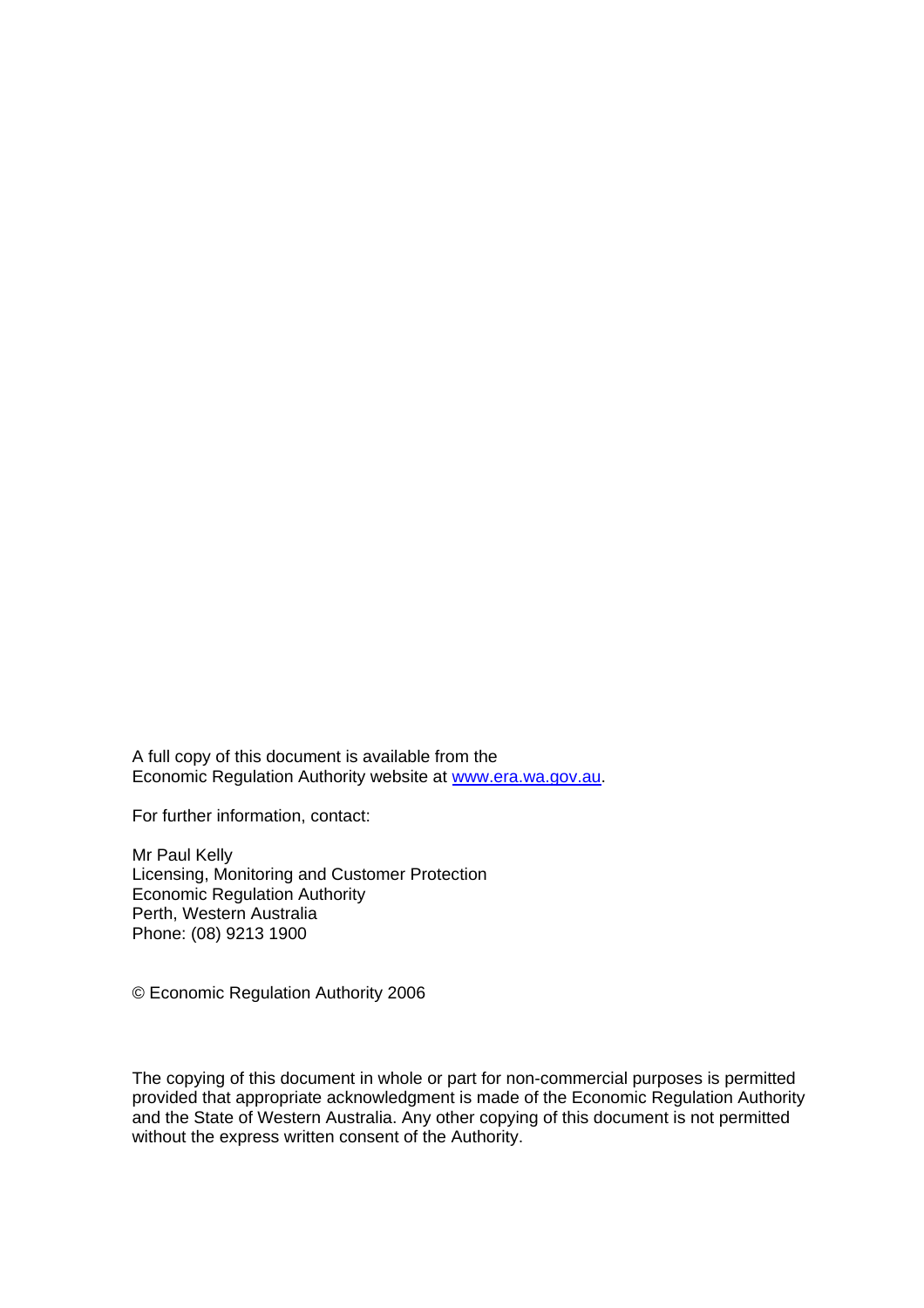A full copy of this document is available from the Economic Regulation Authority website at [www.era.wa.gov.au](http://www.era.wa.gov.au).

For further information, contact:

Mr Paul Kelly  
Licensing, Monitoring and Customer Protection  
Economic Regulation Authority  
Perth, Western Australia  
Phone: (08) 9213 1900

© Economic Regulation Authority 2006

The copying of this document in whole or part for non-commercial purposes is permitted provided that appropriate acknowledgment is made of the Economic Regulation Authority and the State of Western Australia. Any other copying of this document is not permitted without the express written consent of the Authority.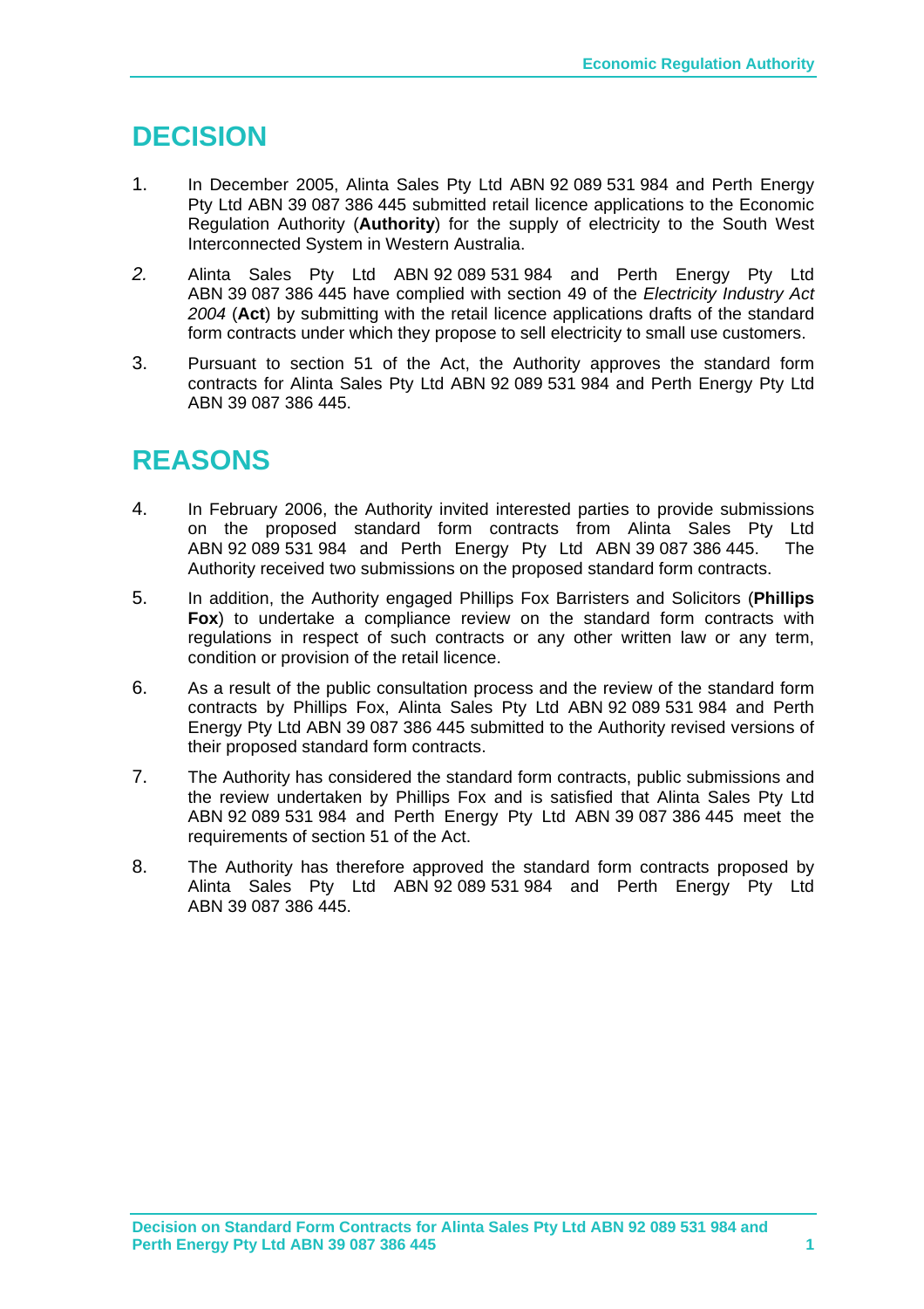# DECISION

1. In December 2005, Alinta Sales Pty Ltd ABN 92 089 531 984 and Perth Energy Pty Ltd ABN 39 087 386 445 submitted retail licence applications to the Economic Regulation Authority (**Authority**) for the supply of electricity to the South West Interconnected System in Western Australia.

2. Alinta Sales Pty Ltd ABN 92 089 531 984 and Perth Energy Pty Ltd ABN 39 087 386 445 have complied with section 49 of the *Electricity Industry Act 2004* (**Act**) by submitting with the retail licence applications drafts of the standard form contracts under which they propose to sell electricity to small use customers.

3. Pursuant to section 51 of the Act, the Authority approves the standard form contracts for Alinta Sales Pty Ltd ABN 92 089 531 984 and Perth Energy Pty Ltd ABN 39 087 386 445.

# REASONS

4. In February 2006, the Authority invited interested parties to provide submissions on the proposed standard form contracts from Alinta Sales Pty Ltd ABN 92 089 531 984 and Perth Energy Pty Ltd ABN 39 087 386 445. The Authority received two submissions on the proposed standard form contracts.

5. In addition, the Authority engaged Phillips Fox Barristers and Solicitors (**Phillips Fox**) to undertake a compliance review on the standard form contracts with regulations in respect of such contracts or any other written law or any term, condition or provision of the retail licence.

6. As a result of the public consultation process and the review of the standard form contracts by Phillips Fox, Alinta Sales Pty Ltd ABN 92 089 531 984 and Perth Energy Pty Ltd ABN 39 087 386 445 submitted to the Authority revised versions of their proposed standard form contracts.

7. The Authority has considered the standard form contracts, public submissions and the review undertaken by Phillips Fox and is satisfied that Alinta Sales Pty Ltd ABN 92 089 531 984 and Perth Energy Pty Ltd ABN 39 087 386 445 meet the requirements of section 51 of the Act.

8. The Authority has therefore approved the standard form contracts proposed by Alinta Sales Pty Ltd ABN 92 089 531 984 and Perth Energy Pty Ltd ABN 39 087 386 445.